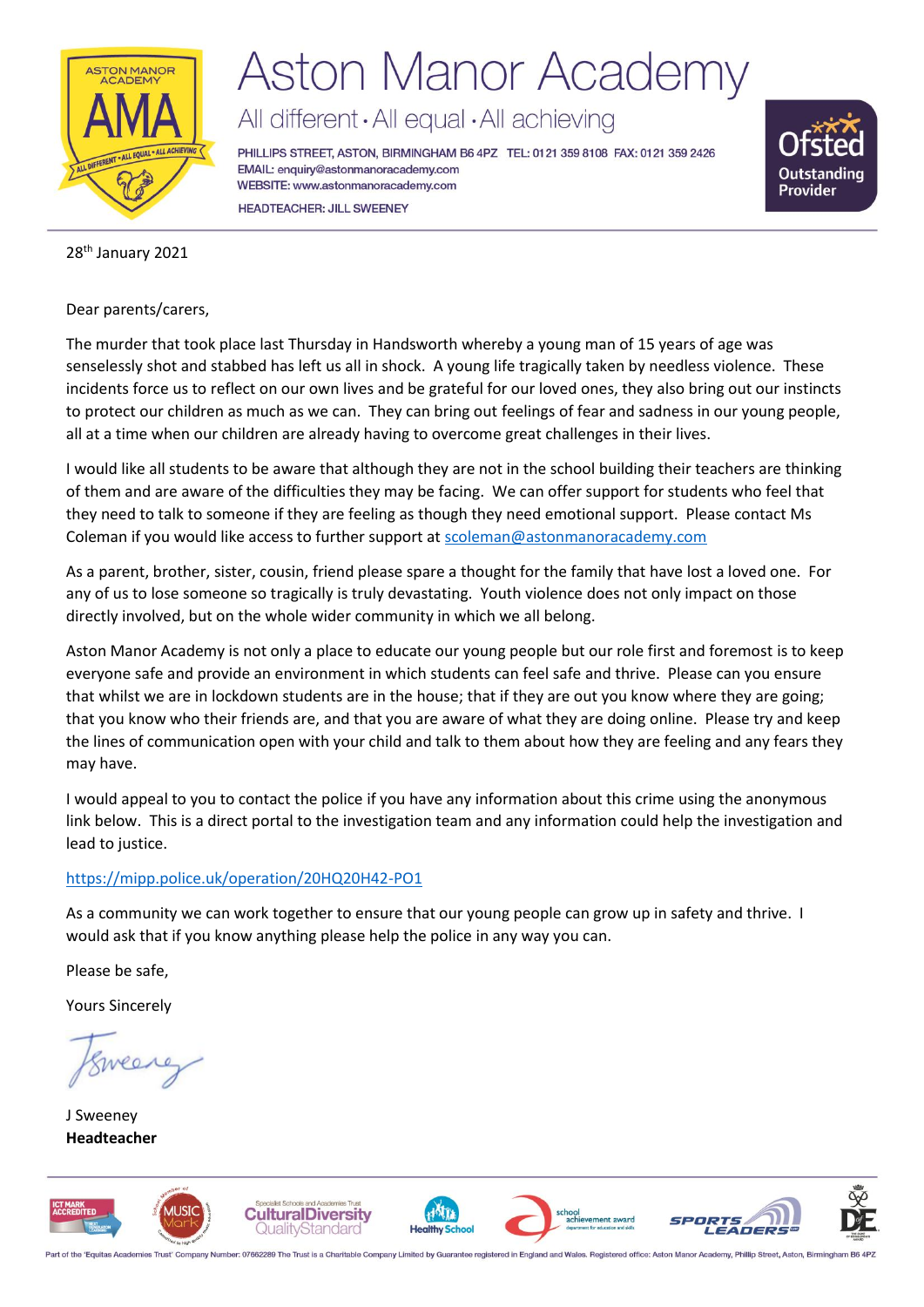# Aston Manor Academy

All different • All equal • All achieving

PHILLIPS STREET, ASTON, BIRMINGHAM B6 4PZ TEL: 0121 359 8108 FAX: 0121 359 2426
EMAIL: enquiry@astonmanoracademy.com
WEBSITE: www.astonmanoracademy.com
HEADTEACHER: JILL SWEENEY

28th January 2021

Dear parents/carers,

The murder that took place last Thursday in Handsworth whereby a young man of 15 years of age was senselessly shot and stabbed has left us all in shock. A young life tragically taken by needless violence. These incidents force us to reflect on our own lives and be grateful for our loved ones, they also bring out our instincts to protect our children as much as we can. They can bring out feelings of fear and sadness in our young people, all at a time when our children are already having to overcome great challenges in their lives.

I would like all students to be aware that although they are not in the school building their teachers are thinking of them and are aware of the difficulties they may be facing. We can offer support for students who feel that they need to talk to someone if they are feeling as though they need emotional support. Please contact Ms Coleman if you would like access to further support at scoleman@astonmanoracademy.com

As a parent, brother, sister, cousin, friend please spare a thought for the family that have lost a loved one. For any of us to lose someone so tragically is truly devastating. Youth violence does not only impact on those directly involved, but on the whole wider community in which we all belong.

Aston Manor Academy is not only a place to educate our young people but our role first and foremost is to keep everyone safe and provide an environment in which students can feel safe and thrive. Please can you ensure that whilst we are in lockdown students are in the house; that if they are out you know where they are going; that you know who their friends are, and that you are aware of what they are doing online. Please try and keep the lines of communication open with your child and talk to them about how they are feeling and any fears they may have.

I would appeal to you to contact the police if you have any information about this crime using the anonymous link below. This is a direct portal to the investigation team and any information could help the investigation and lead to justice.

https://mipp.police.uk/operation/20HQ20H42-PO1

As a community we can work together to ensure that our young people can grow up in safety and thrive. I would ask that if you know anything please help the police in any way you can.

Please be safe,

Yours Sincerely

J Sweeney
**Headteacher**

Part of the 'Equitas Academies Trust' Company Number: 07662289 The Trust is a Charitable Company Limited by Guarantee registered in England and Wales. Registered office: Aston Manor Academy, Phillip Street, Aston, Birmingham B6 4PZ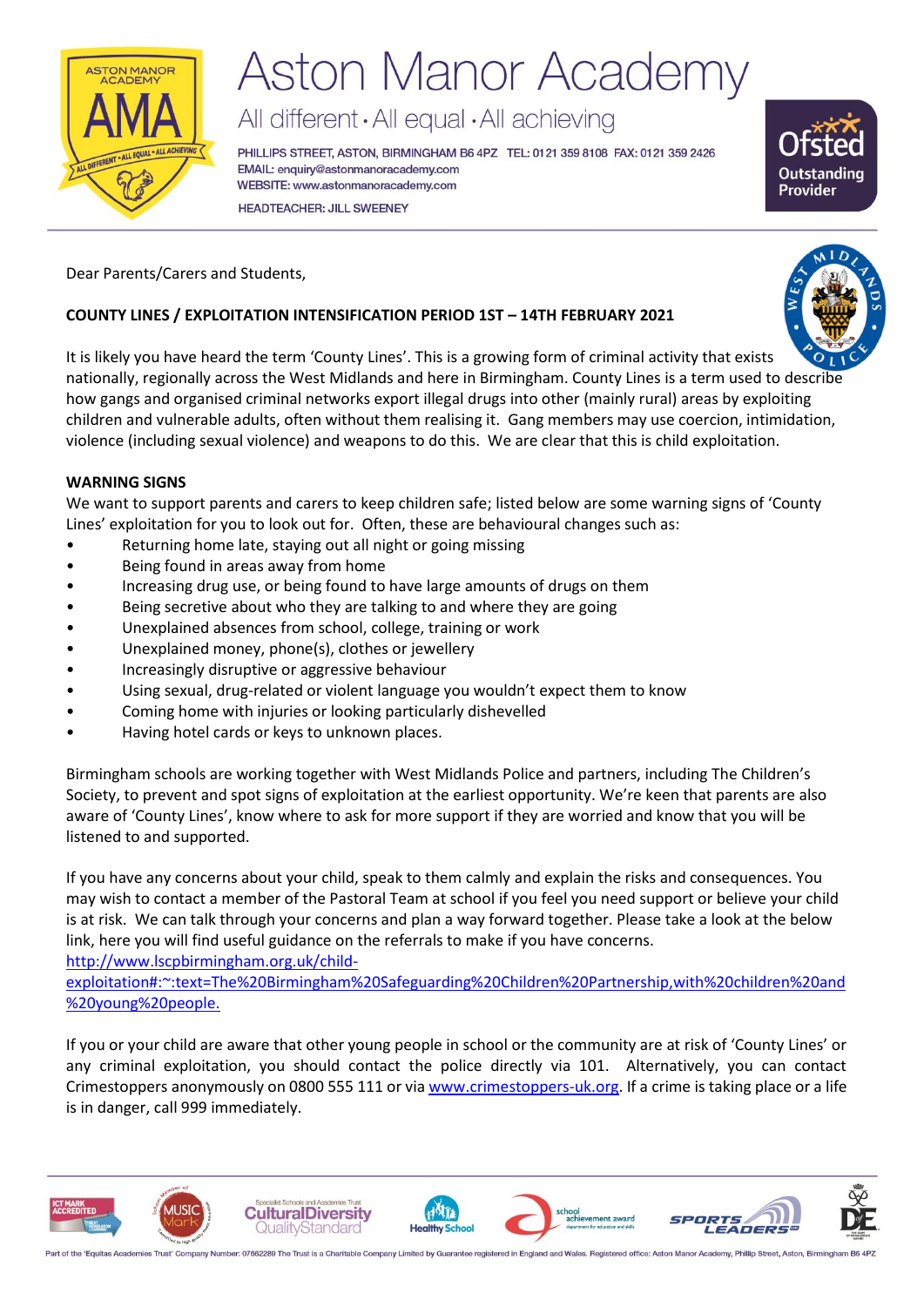# Aston Manor Academy

All different • All equal • All achieving

PHILLIPS STREET, ASTON, BIRMINGHAM B6 4PZ TEL: 0121 359 8108 FAX: 0121 359 2426
EMAIL: enquiry@astonmanoracademy.com
WEBSITE: www.astonmanoracademy.com
HEADTEACHER: JILL SWEENEY

Dear Parents/Carers and Students,

**COUNTY LINES / EXPLOITATION INTENSIFICATION PERIOD 1ST – 14TH FEBRUARY 2021**

It is likely you have heard the term 'County Lines'. This is a growing form of criminal activity that exists nationally, regionally across the West Midlands and here in Birmingham. County Lines is a term used to describe how gangs and organised criminal networks export illegal drugs into other (mainly rural) areas by exploiting children and vulnerable adults, often without them realising it. Gang members may use coercion, intimidation, violence (including sexual violence) and weapons to do this. We are clear that this is child exploitation.

**WARNING SIGNS**

We want to support parents and carers to keep children safe; listed below are some warning signs of 'County Lines' exploitation for you to look out for. Often, these are behavioural changes such as:

- Returning home late, staying out all night or going missing
- Being found in areas away from home
- Increasing drug use, or being found to have large amounts of drugs on them
- Being secretive about who they are talking to and where they are going
- Unexplained absences from school, college, training or work
- Unexplained money, phone(s), clothes or jewellery
- Increasingly disruptive or aggressive behaviour
- Using sexual, drug-related or violent language you wouldn't expect them to know
- Coming home with injuries or looking particularly dishevelled
- Having hotel cards or keys to unknown places.

Birmingham schools are working together with West Midlands Police and partners, including The Children's Society, to prevent and spot signs of exploitation at the earliest opportunity. We're keen that parents are also aware of 'County Lines', know where to ask for more support if they are worried and know that you will be listened to and supported.

If you have any concerns about your child, speak to them calmly and explain the risks and consequences. You may wish to contact a member of the Pastoral Team at school if you feel you need support or believe your child is at risk. We can talk through your concerns and plan a way forward together. Please take a look at the below link, here you will find useful guidance on the referrals to make if you have concerns.
http://www.lscpbirmingham.org.uk/child-exploitation#:~:text=The%20Birmingham%20Safeguarding%20Children%20Partnership,with%20children%20and%20young%20people.

If you or your child are aware that other young people in school or the community are at risk of 'County Lines' or any criminal exploitation, you should contact the police directly via 101. Alternatively, you can contact Crimestoppers anonymously on 0800 555 111 or via www.crimestoppers-uk.org. If a crime is taking place or a life is in danger, call 999 immediately.

Part of the 'Equitas Academies Trust' Company Number: 07662289 The Trust is a Charitable Company Limited by Guarantee registered in England and Wales. Registered office: Aston Manor Academy, Phillip Street, Aston, Birmingham B6 4PZ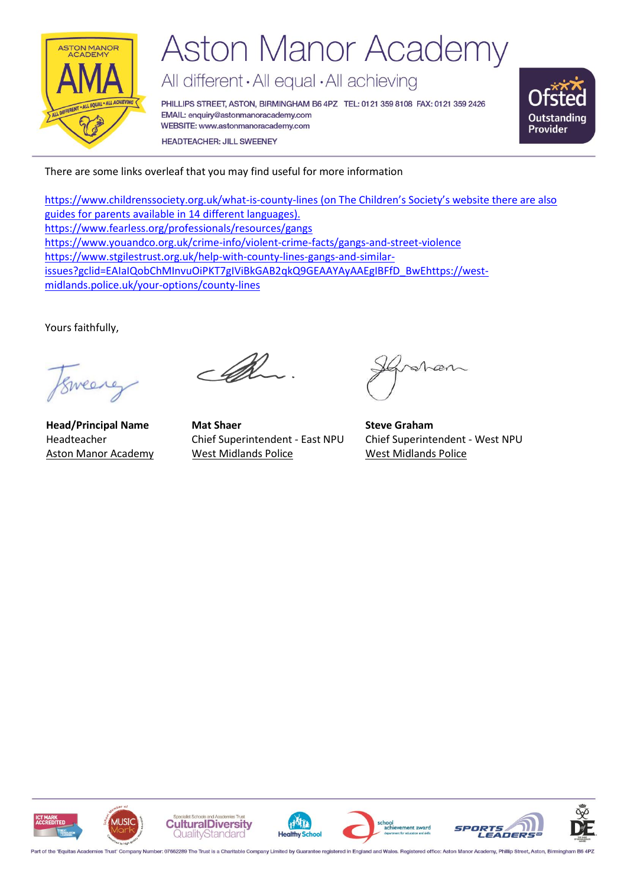There are some links overleaf that you may find useful for more information

https://www.childrenssociety.org.uk/what-is-county-lines (on The Children's Society's website there are also guides for parents available in 14 different languages).
https://www.fearless.org/professionals/resources/gangs
https://www.youandco.org.uk/crime-info/violent-crime-facts/gangs-and-street-violence
https://www.stgilestrust.org.uk/help-with-county-lines-gangs-and-similar-issues?gclid=EAIaIQobChMInvuOiPKT7gIViBkGAB2qkQ9GEAAYAyAAEgIBFfD_BwEhttps://west-midlands.police.uk/your-options/county-lines

Yours faithfully,

**Head/Principal Name**
Headteacher
Aston Manor Academy

**Mat Shaer**
Chief Superintendent - East NPU
West Midlands Police

**Steve Graham**
Chief Superintendent - West NPU
West Midlands Police

Part of the 'Equitas Academies Trust' Company Number: 07662289 The Trust is a Charitable Company Limited by Guarantee registered in England and Wales. Registered office: Aston Manor Academy, Phillip Street, Aston, Birmingham B6 4PZ